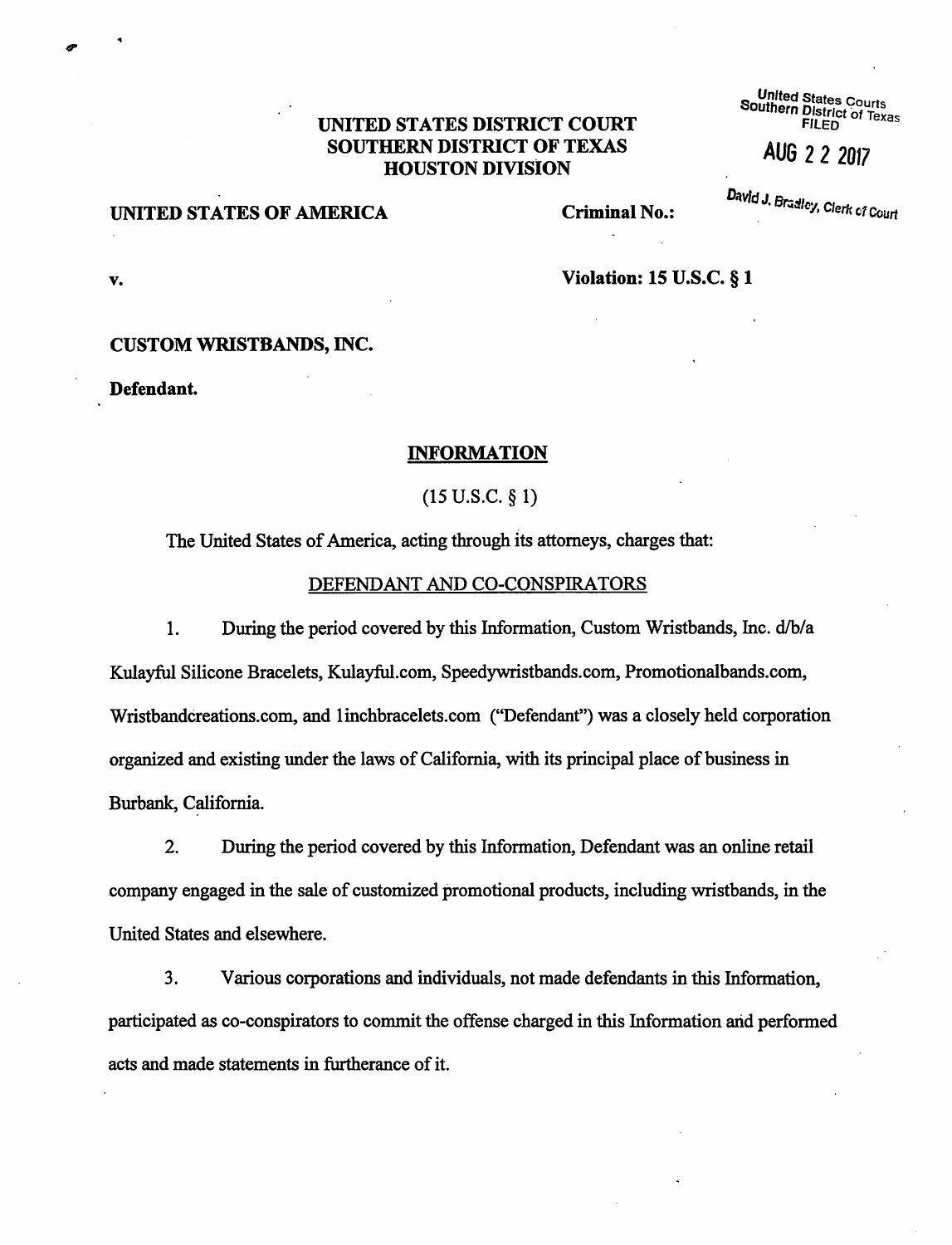United States Courts
Southern District of Texas
FILED

AUG 2 2 2017

David J. Bradley, Clerk of Court

**UNITED STATES DISTRICT COURT**
**SOUTHERN DISTRICT OF TEXAS**
**HOUSTON DIVISION**

**UNITED STATES OF AMERICA** **Criminal No.:**

**v.** **Violation: 15 U.S.C. § 1**

**CUSTOM WRISTBANDS, INC.**

**Defendant.**

## INFORMATION

(15 U.S.C. § 1)

The United States of America, acting through its attorneys, charges that:

### DEFENDANT AND CO-CONSPIRATORS

1. During the period covered by this Information, Custom Wristbands, Inc. d/b/a Kulayful Silicone Bracelets, Kulayful.com, Speedywristbands.com, Promotionalbands.com, Wristbandcreations.com, and 1inchbracelets.com ("Defendant") was a closely held corporation organized and existing under the laws of California, with its principal place of business in Burbank, California.

2. During the period covered by this Information, Defendant was an online retail company engaged in the sale of customized promotional products, including wristbands, in the United States and elsewhere.

3. Various corporations and individuals, not made defendants in this Information, participated as co-conspirators to commit the offense charged in this Information and performed acts and made statements in furtherance of it.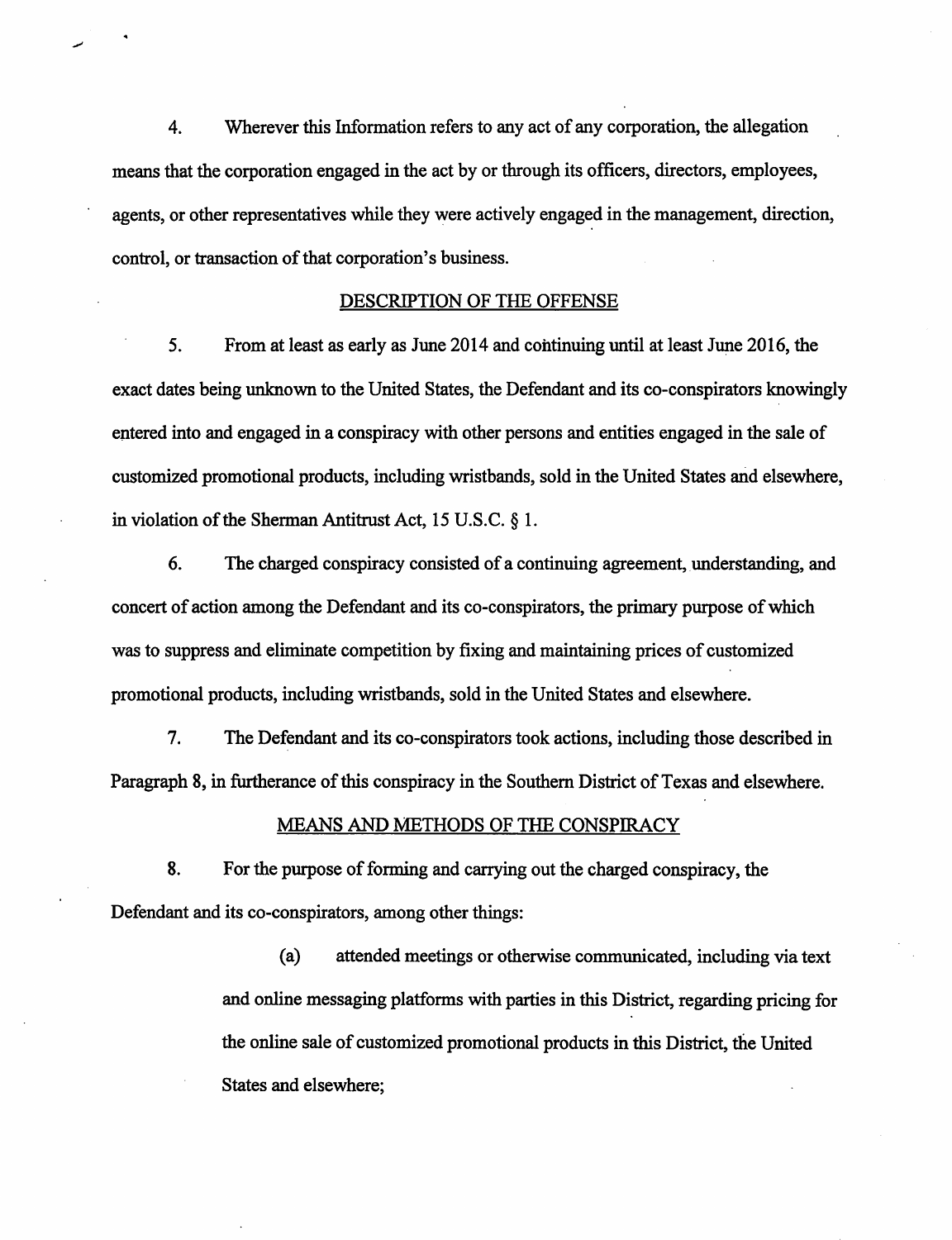4. Wherever this Information refers to any act of any corporation, the allegation means that the corporation engaged in the act by or through its officers, directors, employees, agents, or other representatives while they were actively engaged in the management, direction, control, or transaction of that corporation's business.

## DESCRIPTION OF THE OFFENSE

5. From at least as early as June 2014 and continuing until at least June 2016, the exact dates being unknown to the United States, the Defendant and its co-conspirators knowingly entered into and engaged in a conspiracy with other persons and entities engaged in the sale of customized promotional products, including wristbands, sold in the United States and elsewhere, in violation of the Sherman Antitrust Act, 15 U.S.C. § 1.

6. The charged conspiracy consisted of a continuing agreement, understanding, and concert of action among the Defendant and its co-conspirators, the primary purpose of which was to suppress and eliminate competition by fixing and maintaining prices of customized promotional products, including wristbands, sold in the United States and elsewhere.

7. The Defendant and its co-conspirators took actions, including those described in Paragraph 8, in furtherance of this conspiracy in the Southern District of Texas and elsewhere.

## MEANS AND METHODS OF THE CONSPIRACY

8. For the purpose of forming and carrying out the charged conspiracy, the Defendant and its co-conspirators, among other things:

(a) attended meetings or otherwise communicated, including via text and online messaging platforms with parties in this District, regarding pricing for the online sale of customized promotional products in this District, the United States and elsewhere;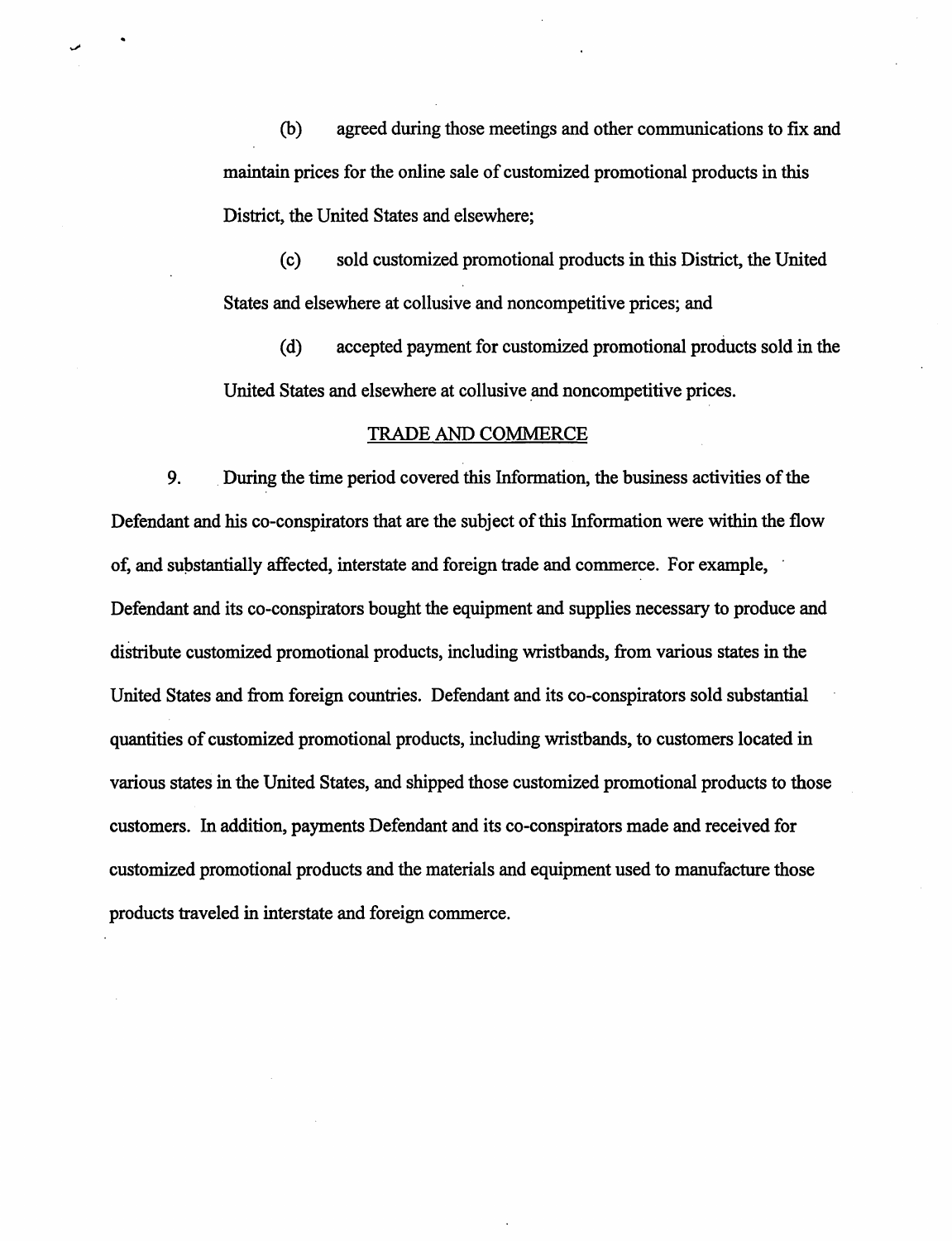(b) agreed during those meetings and other communications to fix and maintain prices for the online sale of customized promotional products in this District, the United States and elsewhere;

(c) sold customized promotional products in this District, the United States and elsewhere at collusive and noncompetitive prices; and

(d) accepted payment for customized promotional products sold in the United States and elsewhere at collusive and noncompetitive prices.

## TRADE AND COMMERCE

9. During the time period covered this Information, the business activities of the Defendant and his co-conspirators that are the subject of this Information were within the flow of, and substantially affected, interstate and foreign trade and commerce. For example, Defendant and its co-conspirators bought the equipment and supplies necessary to produce and distribute customized promotional products, including wristbands, from various states in the United States and from foreign countries. Defendant and its co-conspirators sold substantial quantities of customized promotional products, including wristbands, to customers located in various states in the United States, and shipped those customized promotional products to those customers. In addition, payments Defendant and its co-conspirators made and received for customized promotional products and the materials and equipment used to manufacture those products traveled in interstate and foreign commerce.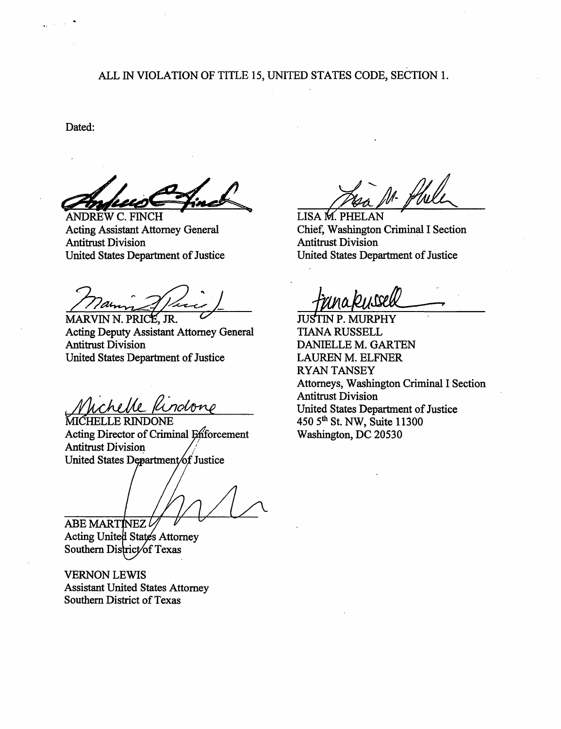ALL IN VIOLATION OF TITLE 15, UNITED STATES CODE, SECTION 1.

Dated:

ANDREW C. FINCH
Acting Assistant Attorney General
Antitrust Division
United States Department of Justice

MARVIN N. PRICE, JR.
Acting Deputy Assistant Attorney General
Antitrust Division
United States Department of Justice

MICHELLE RINDONE
Acting Director of Criminal Enforcement
Antitrust Division
United States Department of Justice

ABE MARTINEZ
Acting United States Attorney
Southern District of Texas

VERNON LEWIS
Assistant United States Attorney
Southern District of Texas

LISA M. PHELAN
Chief, Washington Criminal I Section
Antitrust Division
United States Department of Justice

JUSTIN P. MURPHY
TIANA RUSSELL
DANIELLE M. GARTEN
LAUREN M. ELFNER
RYAN TANSEY
Attorneys, Washington Criminal I Section
Antitrust Division
United States Department of Justice
450 5th St. NW, Suite 11300
Washington, DC 20530